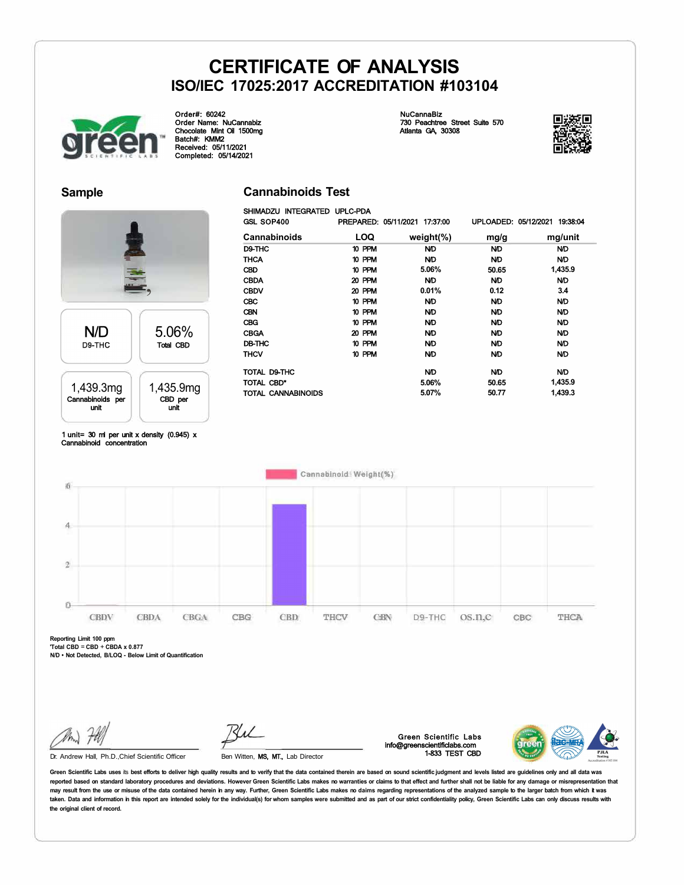# CERTIFICATE OF ANALYSIS
## ISO/IEC 17025:2017 ACCREDITATION #103104

Order#: 60242
Order Name: NuCannabiz
Chocolate Mint Oil 1500mg
Batch#: KMM2
Received: 05/11/2021
Completed: 05/14/2021

NuCannaBiz
730 Peachtree Street Suite 570
Atlanta GA, 30308

## Sample

| N/D | 5.06% |
|---|---|
| D9-THC | Total CBD |
| **1,439.3mg** | **1,435.9mg** |
| Cannabinoids per unit | CBD per unit |

1 unit= 30 ml per unit x density (0.945) x Cannabinoid concentration

## Cannabinoids Test

SHIMADZU INTEGRATED UPLC-PDA
GSL SOP400 PREPARED: 05/11/2021 17:37:00 UPLOADED: 05/12/2021 19:38:04

| Cannabinoids | LOQ | weight(%) | mg/g | mg/unit |
|---|---|---|---|---|
| D9-THC | 10 PPM | N/D | N/D | N/D |
| THCA | 10 PPM | N/D | N/D | N/D |
| CBD | 10 PPM | 5.06% | 50.65 | 1,435.9 |
| CBDA | 20 PPM | N/D | N/D | N/D |
| CBDV | 20 PPM | 0.01% | 0.12 | 3.4 |
| CBC | 10 PPM | N/D | N/D | N/D |
| CBN | 10 PPM | N/D | N/D | N/D |
| CBG | 10 PPM | N/D | N/D | N/D |
| CBGA | 20 PPM | N/D | N/D | N/D |
| D8-THC | 10 PPM | N/D | N/D | N/D |
| THCV | 10 PPM | N/D | N/D | N/D |
| TOTAL D9-THC | | N/D | N/D | N/D |
| TOTAL CBD* | | 5.06% | 50.65 | 1,435.9 |
| TOTAL CANNABINOIDS | | 5.07% | 50.77 | 1,439.3 |

Cannabinoid Weight(%)

Reporting Limit 100 ppm
*Total CBD = CBD + CBDA x 0.877
N/D - Not Detected, B/LOQ - Below Limit of Quantification

Dr. Andrew Hall, Ph.D., Chief Scientific Officer

Ben Witten, MS, MT., Lab Director

Green Scientific Labs
info@greenscientificlabs.com
1-833 TEST CBD

Green Scientific Labs uses its best efforts to deliver high quality results and to verify that the data contained therein are based on sound scientific judgment and levels listed are guidelines only and all data was reported based on standard laboratory procedures and deviations. However Green Scientific Labs makes no warranties or claims to that effect and further shall not be liable for any damage or misrepresentation that may result from the use or misuse of the data contained herein in any way. Further, Green Scientific Labs makes no claims regarding representations of the analyzed sample to the larger batch from which it was taken. Data and information in this report are intended solely for the individual(s) for whom samples were submitted and as part of our strict confidentiality policy, Green Scientific Labs can only discuss results with the original client of record.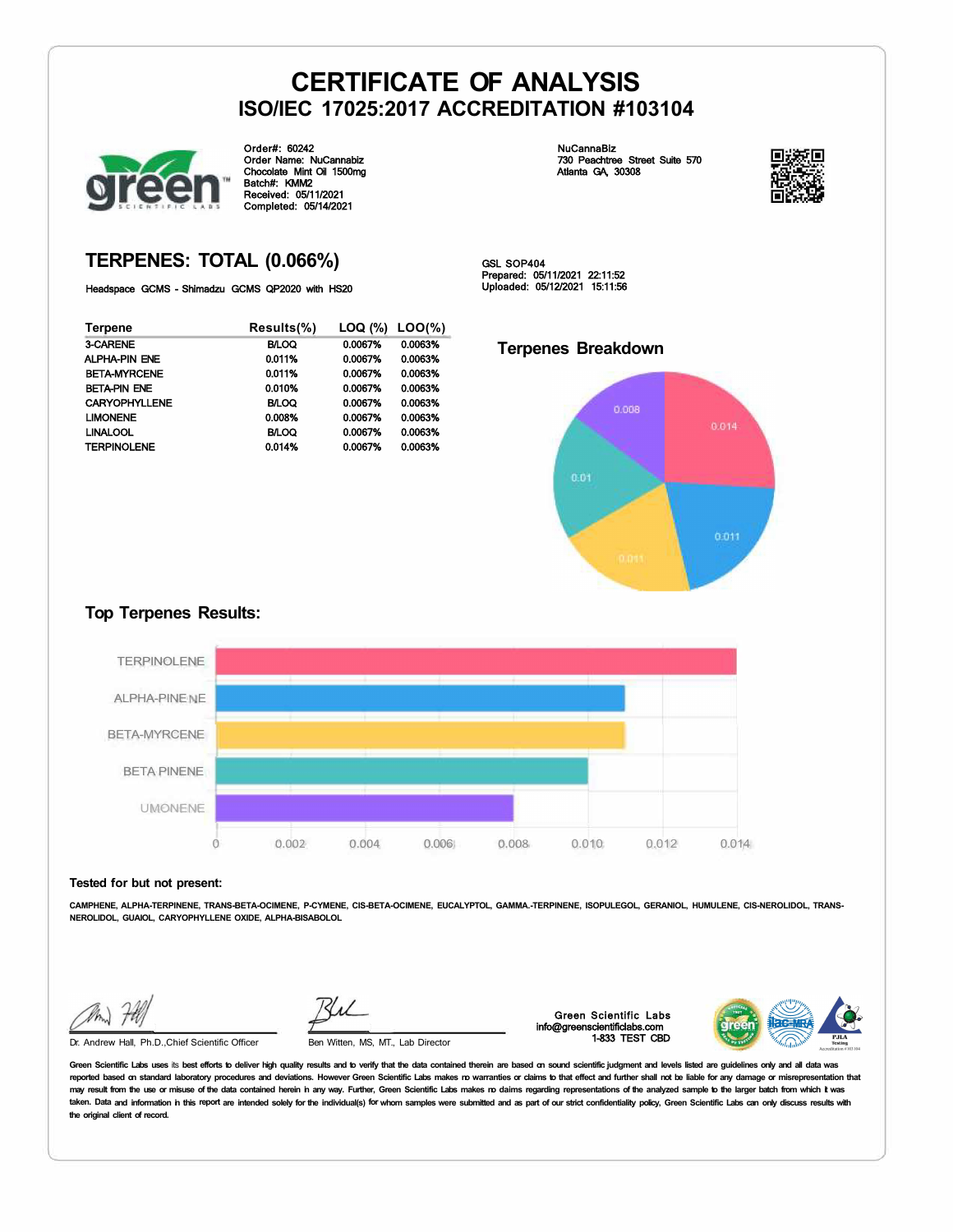# CERTIFICATE OF ANALYSIS
## ISO/IEC 17025:2017 ACCREDITATION #103104

Order#: 60242
Order Name: NuCannabiz
Chocolate Mint Oil 1500mg
Batch#: KMM2
Received: 05/11/2021
Completed: 05/14/2021

NuCannaBiz
730 Peachtree Street Suite 570
Atlanta GA, 30308

## TERPENES: TOTAL (0.066%)

Headspace GCMS - Shimadzu GCMS QP2020 with HS20

GSL SOP404
Prepared: 05/11/2021 22:11:52
Uploaded: 05/12/2021 15:11:56

| Terpene | Results(%) | LOQ (%) | LOO(%) |
|---|---|---|---|
| 3-CARENE | B/LOQ | 0.0067% | 0.0063% |
| ALPHA-PIN ENE | 0.011% | 0.0067% | 0.0063% |
| BETA-MYRCENE | 0.011% | 0.0067% | 0.0063% |
| BETA-PIN ENE | 0.010% | 0.0067% | 0.0063% |
| CARYOPHYLLENE | B/LOQ | 0.0067% | 0.0063% |
| LIMONENE | 0.008% | 0.0067% | 0.0063% |
| LINALOOL | B/LOQ | 0.0067% | 0.0063% |
| TERPINOLENE | 0.014% | 0.0067% | 0.0063% |

### Terpenes Breakdown

### Top Terpenes Results:

| Terpene | Result |
|---|---|
| TERPINOLENE | 0.014 |
| ALPHA-PINENE | 0.011 |
| BETA-MYRCENE | 0.011 |
| BETA PINENE | 0.010 |
| LIMONENE | 0.008 |

**Tested for but not present:**

CAMPHENE, ALPHA-TERPINENE, TRANS-BETA-OCIMENE, P-CYMENE, CIS-BETA-OCIMENE, EUCALYPTOL, GAMMA.-TERPINENE, ISOPULEGOL, GERANIOL, HUMULENE, CIS-NEROLIDOL, TRANS-NEROLIDOL, GUAIOL, CARYOPHYLLENE OXIDE, ALPHA-BISABOLOL

Dr. Andrew Hall, Ph.D.,Chief Scientific Officer

Ben Witten, MS, MT., Lab Director

Green Scientific Labs
info@greenscientificlabs.com
1-833 TEST CBD

Green Scientific Labs uses its best efforts to deliver high quality results and to verify that the data contained therein are based on sound scientific judgment and levels listed are guidelines only and all data was reported based on standard laboratory procedures and deviations. However Green Scientific Labs makes no warranties or claims to that effect and further shall not be liable for any damage or misrepresentation that may result from the use or misuse of the data contained herein in any way. Further, Green Scientific Labs makes no claims regarding representations of the analyzed sample to the larger batch from which it was taken. Data and information in this report are intended solely for the individual(s) for whom samples were submitted and as part of our strict confidentiality policy, Green Scientific Labs can only discuss results with the original client of record.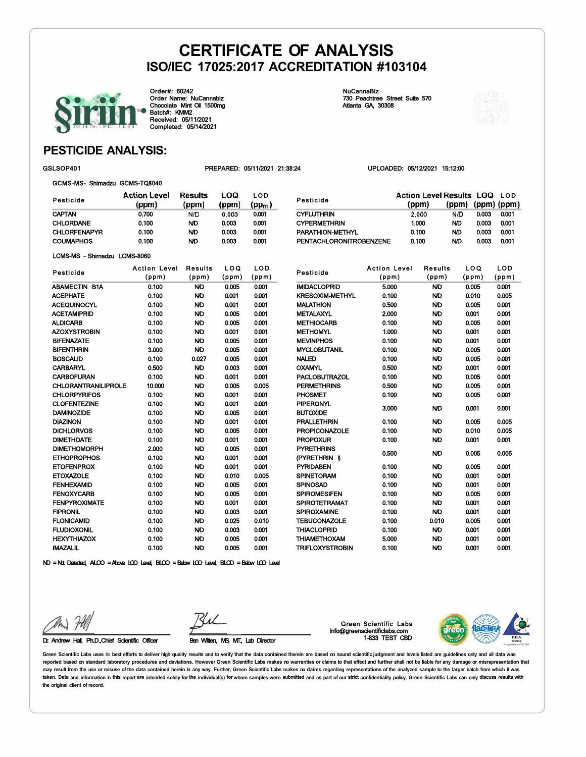# CERTIFICATE OF ANALYSIS

## ISO/IEC 17025:2017 ACCREDITATION #103104

Order#: 60242
Order Name: NuCannabiz
Chocolate Mint Oil 1500mg
Batch#: KMM2
Received: 05/11/2021
Completed: 05/14/2021

NuCannaBiz
730 Peachtree Street Suite 570
Atlanta GA, 30308

## PESTICIDE ANALYSIS:

GSLSOP401 PREPARED: 05/11/2021 21:38:24 UPLOADED: 05/12/2021 15:12:00

GCMS-MS- Shimadzu GCMS-TQ8040

| Pesticide | Action Level (ppm) | Results (ppm) | LOQ (ppm) | LOD (ppm) |
|---|---|---|---|---|
| CAPTAN | 0.700 | N/D | 0.003 | 0.001 |
| CHLORDANE | 0.100 | N/D | 0.003 | 0.001 |
| CHLORFENAPYR | 0.100 | N/D | 0.003 | 0.001 |
| COUMAPHOS | 0.100 | N/D | 0.003 | 0.001 |
| CYFLUTHRIN | 2.000 | N/D | 0.003 | 0.001 |
| CYPERMETHRIN | 1.000 | N/D | 0.003 | 0.001 |
| PARATHION-METHYL | 0.100 | N/D | 0.003 | 0.001 |
| PENTACHLORONITROBENZENE | 0.100 | N/D | 0.003 | 0.001 |

LCMS-MS - Shimadzu LCMS-8060

| Pesticide | Action Level (ppm) | Results (ppm) | LOQ (ppm) | LOD (ppm) |
|---|---|---|---|---|
| ABAMECTIN B1A | 0.100 | N/D | 0.005 | 0.001 |
| ACEPHATE | 0.100 | N/D | 0.001 | 0.001 |
| ACEQUINOCYL | 0.100 | N/D | 0.001 | 0.001 |
| ACETAMIPRID | 0.100 | N/D | 0.005 | 0.001 |
| ALDICARB | 0.100 | N/D | 0.005 | 0.001 |
| AZOXYSTROBIN | 0.100 | N/D | 0.001 | 0.001 |
| BIFENAZATE | 0.100 | N/D | 0.005 | 0.001 |
| BIFENTHRIN | 3.000 | N/D | 0.005 | 0.001 |
| BOSCALID | 0.100 | 0.027 | 0.005 | 0.001 |
| CARBARYL | 0.500 | N/D | 0.003 | 0.001 |
| CARBOFURAN | 0.100 | N/D | 0.001 | 0.001 |
| CHLORANTRANILIPROLE | 10.000 | N/D | 0.005 | 0.005 |
| CHLORPYRIFOS | 0.100 | N/D | 0.001 | 0.001 |
| CLOFENTEZINE | 0.100 | N/D | 0.001 | 0.001 |
| DAMINOZIDE | 0.100 | N/D | 0.005 | 0.001 |
| DIAZINON | 0.100 | N/D | 0.001 | 0.001 |
| DICHLORVOS | 0.100 | N/D | 0.005 | 0.001 |
| DIMETHOATE | 0.100 | N/D | 0.001 | 0.001 |
| DIMETHOMORPH | 2.000 | N/D | 0.005 | 0.001 |
| ETHOPROPHOS | 0.100 | N/D | 0.001 | 0.001 |
| ETOFENPROX | 0.100 | N/D | 0.001 | 0.001 |
| ETOXAZOLE | 0.100 | N/D | 0.010 | 0.005 |
| FENHEXAMID | 0.100 | N/D | 0.005 | 0.001 |
| FENOXYCARB | 0.100 | N/D | 0.005 | 0.001 |
| FENPYROXIMATE | 0.100 | N/D | 0.001 | 0.001 |
| FIPRONIL | 0.100 | N/D | 0.003 | 0.001 |
| FLONICAMID | 0.100 | N/D | 0.025 | 0.010 |
| FLUDIOXONIL | 0.100 | N/D | 0.003 | 0.001 |
| HEXYTHIAZOX | 0.100 | N/D | 0.005 | 0.001 |
| IMAZALIL | 0.100 | N/D | 0.005 | 0.001 |
| IMIDACLOPRID | 5.000 | N/D | 0.005 | 0.001 |
| KRESOXIM-METHYL | 0.100 | N/D | 0.010 | 0.005 |
| MALATHION | 0.500 | N/D | 0.005 | 0.001 |
| METALAXYL | 2.000 | N/D | 0.001 | 0.001 |
| METHIOCARB | 0.100 | N/D | 0.005 | 0.001 |
| METHOMYL | 1.000 | N/D | 0.001 | 0.001 |
| MEVINPHOS | 0.100 | N/D | 0.001 | 0.001 |
| MYCLOBUTANIL | 0.100 | N/D | 0.005 | 0.001 |
| NALED | 0.100 | N/D | 0.005 | 0.001 |
| OXAMYL | 0.500 | N/D | 0.001 | 0.001 |
| PACLOBUTRAZOL | 0.100 | N/D | 0.005 | 0.001 |
| PERMETHRINS | 0.500 | N/D | 0.005 | 0.001 |
| PHOSMET | 0.100 | N/D | 0.005 | 0.001 |
| PIPERONYL BUTOXIDE | 3.000 | N/D | 0.001 | 0.001 |
| PRALLETHRIN | 0.100 | N/D | 0.005 | 0.005 |
| PROPICONAZOLE | 0.100 | N/D | 0.010 | 0.005 |
| PROPOXUR | 0.100 | N/D | 0.001 | 0.001 |
| PYRETHRINS (PYRETHRIN I) | 0.500 | N/D | 0.005 | 0.005 |
| PYRIDABEN | 0.100 | N/D | 0.005 | 0.001 |
| SPINETORAM | 0.100 | N/D | 0.001 | 0.001 |
| SPINOSAD | 0.100 | N/D | 0.001 | 0.001 |
| SPIROMESIFEN | 0.100 | N/D | 0.005 | 0.001 |
| SPIROTETRAMAT | 0.100 | N/D | 0.001 | 0.001 |
| SPIROXAMINE | 0.100 | N/D | 0.001 | 0.001 |
| TEBUCONAZOLE | 0.100 | 0.010 | 0.005 | 0.001 |
| THIACLOPRID | 0.100 | N/D | 0.001 | 0.001 |
| THIAMETHOXAM | 5.000 | N/D | 0.001 | 0.001 |
| TRIFLOXYSTROBIN | 0.100 | N/D | 0.001 | 0.001 |

ND = Not Detected, ALOQ = Above LOQ Level, BLOQ = Below LOQ Level, BLOD = Below LOD Level

Dr. Andrew Hall, Ph.D.,Chief Scientific Officer

Ben Witten, MS, MT, Lab Director

Green Scientific Labs
info@greenscientificlabs.com
1-833 TEST CBD

Green Scientific Labs uses its best efforts to deliver high quality results and to verify that the data contained therein are based on sound scientific judgment and levels listed are guidelines only and all data was reported based on standard laboratory procedures and deviations. However Green Scientific Labs makes no warranties or claims to that effect and further shall not be liable for any damage or misrepresentation that may result from the use or misuse of the data contained herein in any way. Further, Green Scientific Labs makes no claims regarding representations of the analyzed sample to the larger batch from which it was taken. Data and information in this report are intended solely for the individual(s) for whom samples were submitted and as part of our strict confidentiality policy, Green Scientific Labs can only discuss results with the original client of record.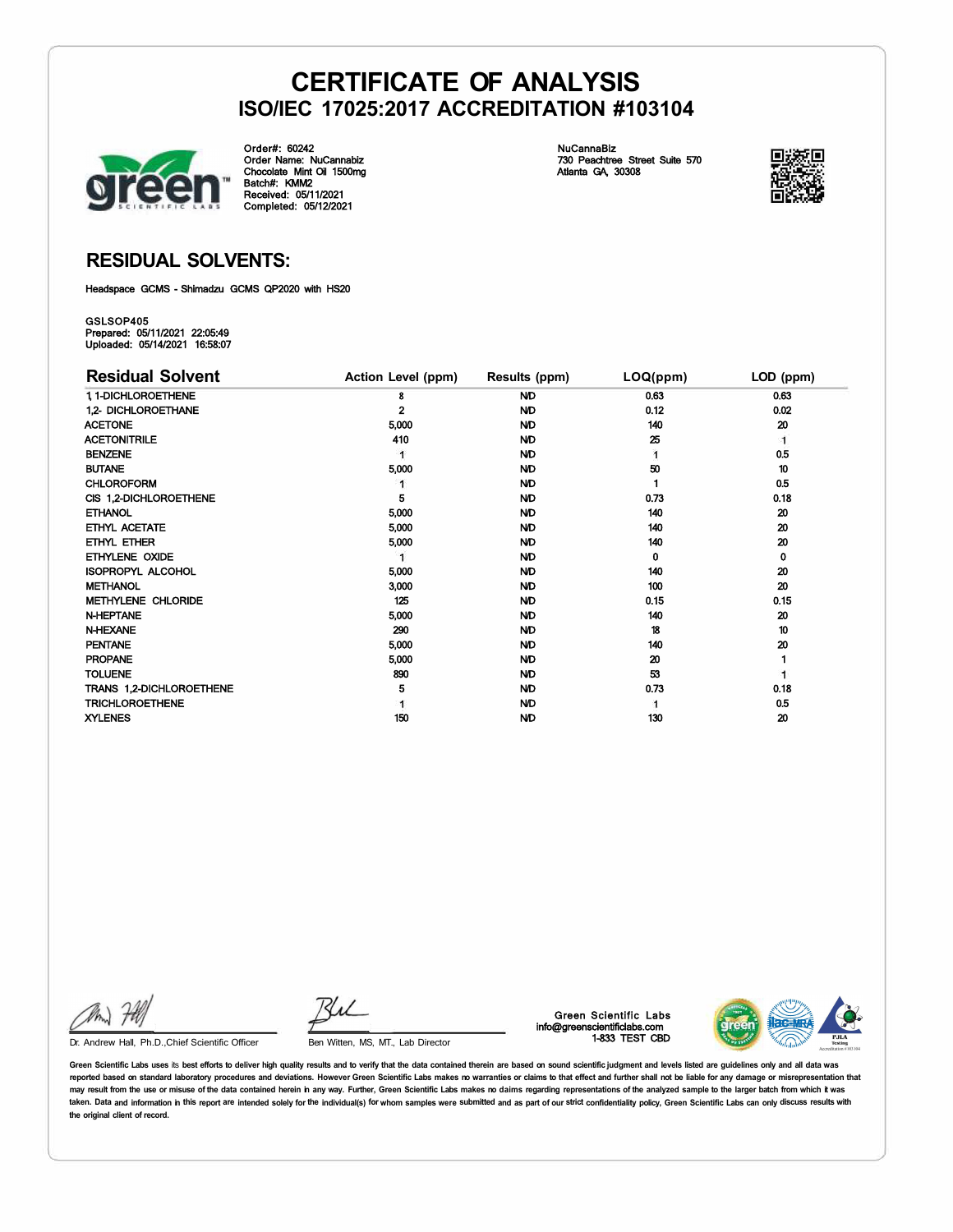# CERTIFICATE OF ANALYSIS

## ISO/IEC 17025:2017 ACCREDITATION #103104

Order#: 60242
Order Name: NuCannabiz
Chocolate Mint Oil 1500mg
Batch#: KMM2
Received: 05/11/2021
Completed: 05/12/2021

NuCannaBiz
730 Peachtree Street Suite 570
Atlanta GA, 30308

## RESIDUAL SOLVENTS:

Headspace GCMS - Shimadzu GCMS QP2020 with HS20

GSLSOP405
Prepared: 05/11/2021 22:05:49
Uploaded: 05/14/2021 16:58:07

| Residual Solvent | Action Level (ppm) | Results (ppm) | LOQ(ppm) | LOD (ppm) |
|---|---|---|---|---|
| 1,1-DICHLOROETHENE | 8 | ND | 0.63 | 0.63 |
| 1,2- DICHLOROETHANE | 2 | ND | 0.12 | 0.02 |
| ACETONE | 5,000 | ND | 140 | 20 |
| ACETONITRILE | 410 | ND | 25 | 1 |
| BENZENE | 1 | ND | 1 | 0.5 |
| BUTANE | 5,000 | ND | 50 | 10 |
| CHLOROFORM | 1 | ND | 1 | 0.5 |
| CIS 1,2-DICHLOROETHENE | 5 | ND | 0.73 | 0.18 |
| ETHANOL | 5,000 | ND | 140 | 20 |
| ETHYL ACETATE | 5,000 | ND | 140 | 20 |
| ETHYL ETHER | 5,000 | ND | 140 | 20 |
| ETHYLENE OXIDE | 1 | ND | 0 | 0 |
| ISOPROPYL ALCOHOL | 5,000 | ND | 140 | 20 |
| METHANOL | 3,000 | ND | 100 | 20 |
| METHYLENE CHLORIDE | 125 | ND | 0.15 | 0.15 |
| N-HEPTANE | 5,000 | ND | 140 | 20 |
| N-HEXANE | 290 | ND | 18 | 10 |
| PENTANE | 5,000 | ND | 140 | 20 |
| PROPANE | 5,000 | ND | 20 | 1 |
| TOLUENE | 890 | ND | 53 | 1 |
| TRANS 1,2-DICHLOROETHENE | 5 | ND | 0.73 | 0.18 |
| TRICHLOROETHENE | 1 | ND | 1 | 0.5 |
| XYLENES | 150 | ND | 130 | 20 |

Dr. Andrew Hall, Ph.D.,Chief Scientific Officer

Ben Witten, MS, MT., Lab Director

Green Scientific Labs
info@greenscientificlabs.com
1-833 TEST CBD

Green Scientific Labs uses its best efforts to deliver high quality results and to verify that the data contained therein are based on sound scientific judgment and levels listed are guidelines only and all data was reported based on standard laboratory procedures and deviations. However Green Scientific Labs makes no warranties or claims to that effect and further shall not be liable for any damage or misrepresentation that may result from the use or misuse of the data contained herein in any way. Further, Green Scientific Labs makes no claims regarding representations of the analyzed sample to the larger batch from which it was taken. Data and information in this report are intended solely for the individual(s) for whom samples were submitted and as part of our strict confidentiality policy, Green Scientific Labs can only discuss results with the original client of record.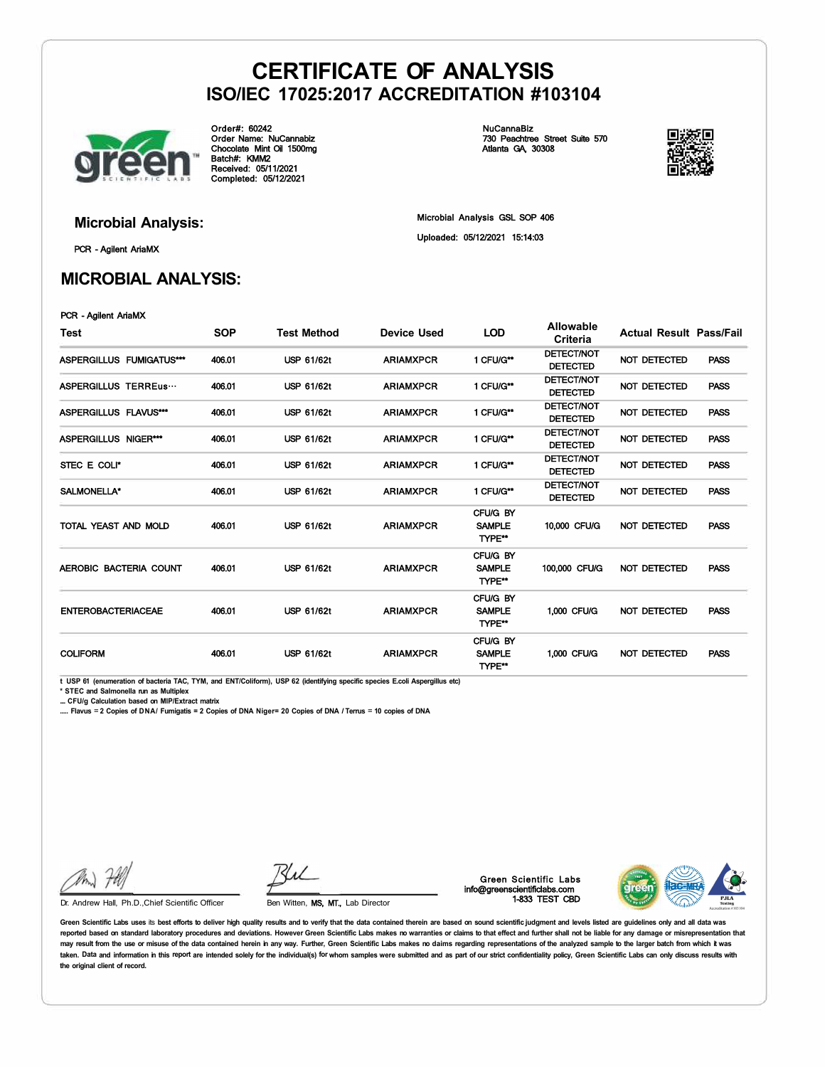# CERTIFICATE OF ANALYSIS
## ISO/IEC 17025:2017 ACCREDITATION #103104

Order#: 60242
Order Name: NuCannabiz
Chocolate Mint Oil 1500mg
Batch#: KMM2
Received: 05/11/2021
Completed: 05/12/2021

NuCannaBiz
730 Peachtree Street Suite 570
Atlanta GA, 30308

### Microbial Analysis:

PCR - Agilent AriaMX

Microbial Analysis GSL SOP 406

Uploaded: 05/12/2021 15:14:03

## MICROBIAL ANALYSIS:

PCR - Agilent AriaMX

| Test | SOP | Test Method | Device Used | LOD | Allowable Criteria | Actual Result | Pass/Fail |
|---|---|---|---|---|---|---|---|
| ASPERGILLUS FUMIGATUS*** | 406.01 | USP 61/62t | ARIAMXPCR | 1 CFU/G** | DETECT/NOT DETECTED | NOT DETECTED | PASS |
| ASPERGILLUS TERREus··· | 406.01 | USP 61/62t | ARIAMXPCR | 1 CFU/G** | DETECT/NOT DETECTED | NOT DETECTED | PASS |
| ASPERGILLUS FLAVUS*** | 406.01 | USP 61/62t | ARIAMXPCR | 1 CFU/G** | DETECT/NOT DETECTED | NOT DETECTED | PASS |
| ASPERGILLUS NIGER*** | 406.01 | USP 61/62t | ARIAMXPCR | 1 CFU/G** | DETECT/NOT DETECTED | NOT DETECTED | PASS |
| STEC E COLI* | 406.01 | USP 61/62t | ARIAMXPCR | 1 CFU/G** | DETECT/NOT DETECTED | NOT DETECTED | PASS |
| SALMONELLA* | 406.01 | USP 61/62t | ARIAMXPCR | 1 CFU/G** | DETECT/NOT DETECTED | NOT DETECTED | PASS |
| TOTAL YEAST AND MOLD | 406.01 | USP 61/62t | ARIAMXPCR | CFU/G BY SAMPLE TYPE** | 10,000 CFU/G | NOT DETECTED | PASS |
| AEROBIC BACTERIA COUNT | 406.01 | USP 61/62t | ARIAMXPCR | CFU/G BY SAMPLE TYPE** | 100,000 CFU/G | NOT DETECTED | PASS |
| ENTEROBACTERIACEAE | 406.01 | USP 61/62t | ARIAMXPCR | CFU/G BY SAMPLE TYPE** | 1,000 CFU/G | NOT DETECTED | PASS |
| COLIFORM | 406.01 | USP 61/62t | ARIAMXPCR | CFU/G BY SAMPLE TYPE** | 1,000 CFU/G | NOT DETECTED | PASS |

t USP 61 (enumeration of bacteria TAC, TYM, and ENT/Coliform), USP 62 (identifying specific species E.coli Aspergillus etc)
* STEC and Salmonella run as Multiplex
... CFU/g Calculation based on MIP/Extract matrix
..... Flavus = 2 Copies of DNA / Fumigatis = 2 Copies of DNA Niger= 20 Copies of DNA / Terrus = 10 copies of DNA

Dr. Andrew Hall, Ph.D.,Chief Scientific Officer

Ben Witten, MS, MT., Lab Director

Green Scientific Labs
info@greenscientificlabs.com
1-833 TEST CBD

Green Scientific Labs uses its best efforts to deliver high quality results and to verify that the data contained therein are based on sound scientific judgment and levels listed are guidelines only and all data was reported based on standard laboratory procedures and deviations. However Green Scientific Labs makes no warranties or claims to that effect and further shall not be liable for any damage or misrepresentation that may result from the use or misuse of the data contained herein in any way. Further, Green Scientific Labs makes no claims regarding representations of the analyzed sample to the larger batch from which it was taken. Data and information in this report are intended solely for the individual(s) for whom samples were submitted and as part of our strict confidentiality policy, Green Scientific Labs can only discuss results with the original client of record.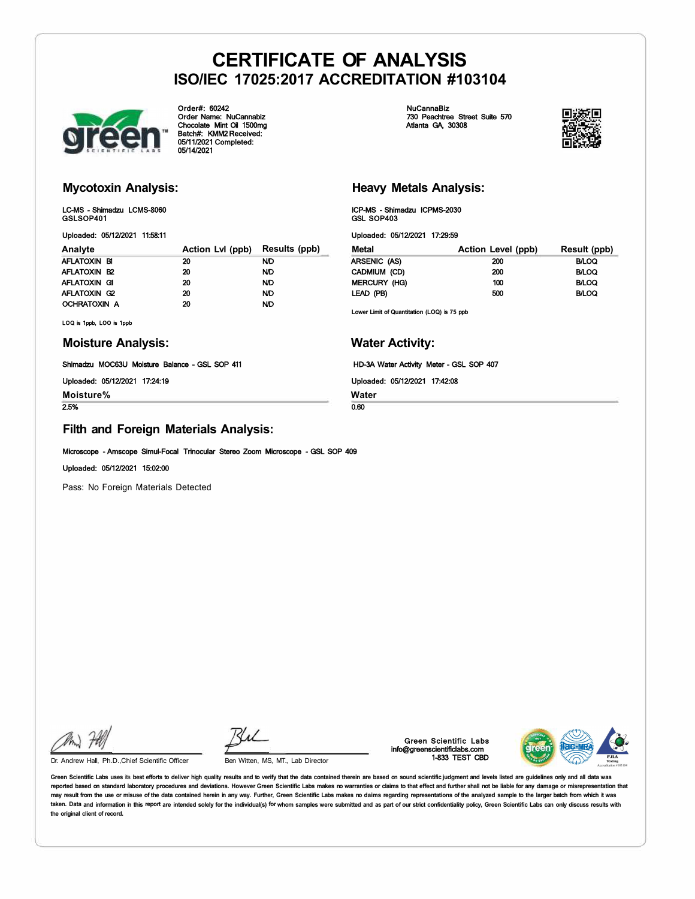# CERTIFICATE OF ANALYSIS

## ISO/IEC 17025:2017 ACCREDITATION #103104

Order#: 60242
Order Name: NuCannabiz
Chocolate Mint Oil 1500mg
Batch#: KMM2 Received:
05/11/2021 Completed:
05/14/2021

NuCannaBiz
730 Peachtree Street Suite 570
Atlanta GA, 30308

### Mycotoxin Analysis:

LC-MS - Shimadzu LCMS-8060
GSLSOP401

Uploaded: 05/12/2021 11:58:11

| Analyte | Action Lvl (ppb) | Results (ppb) |
|---|---|---|
| AFLATOXIN B1 | 20 | N/D |
| AFLATOXIN B2 | 20 | N/D |
| AFLATOXIN G1 | 20 | N/D |
| AFLATOXIN G2 | 20 | N/D |
| OCHRATOXIN A | 20 | N/D |

LOQ is 1ppb, LOO is 1ppb

### Heavy Metals Analysis:

ICP-MS - Shimadzu ICPMS-2030
GSL SOP403

Uploaded: 05/12/2021 17:29:59

| Metal | Action Level (ppb) | Result (ppb) |
|---|---|---|
| ARSENIC (AS) | 200 | B/LOQ |
| CADMIUM (CD) | 200 | B/LOQ |
| MERCURY (HG) | 100 | B/LOQ |
| LEAD (PB) | 500 | B/LOQ |

Lower Limit of Quantitation (LOQ) is 75 ppb

### Moisture Analysis:

Shimadzu MOC63U Moisture Balance - GSL SOP 411

Uploaded: 05/12/2021 17:24:19

| Moisture% |
|---|
| 2.5% |

### Water Activity:

HD-3A Water Activity Meter - GSL SOP 407

Uploaded: 05/12/2021 17:42:08

| Water |
|---|
| 0.60 |

### Filth and Foreign Materials Analysis:

Microscope - Amscope Simul-Focal Trinocular Stereo Zoom Microscope - GSL SOP 409

Uploaded: 05/12/2021 15:02:00

Pass: No Foreign Materials Detected

Dr. Andrew Hall, Ph.D.,Chief Scientific Officer

Ben Witten, MS, MT., Lab Director

Green Scientific Labs
info@greenscientificlabs.com
1-833 TEST CBD

Green Scientific Labs uses its best efforts to deliver high quality results and to verify that the data contained therein are based on sound scientific judgment and levels listed are guidelines only and all data was reported based on standard laboratory procedures and deviations. However Green Scientific Labs makes no warranties or claims to that effect and further shall not be liable for any damage or misrepresentation that may result from the use or misuse of the data contained herein in any way. Further, Green Scientific Labs makes no claims regarding representations of the analyzed sample to the larger batch from which it was taken. Data and information in this report are intended solely for the individual(s) for whom samples were submitted and as part of our strict confidentiality policy, Green Scientific Labs can only discuss results with the original client of record.